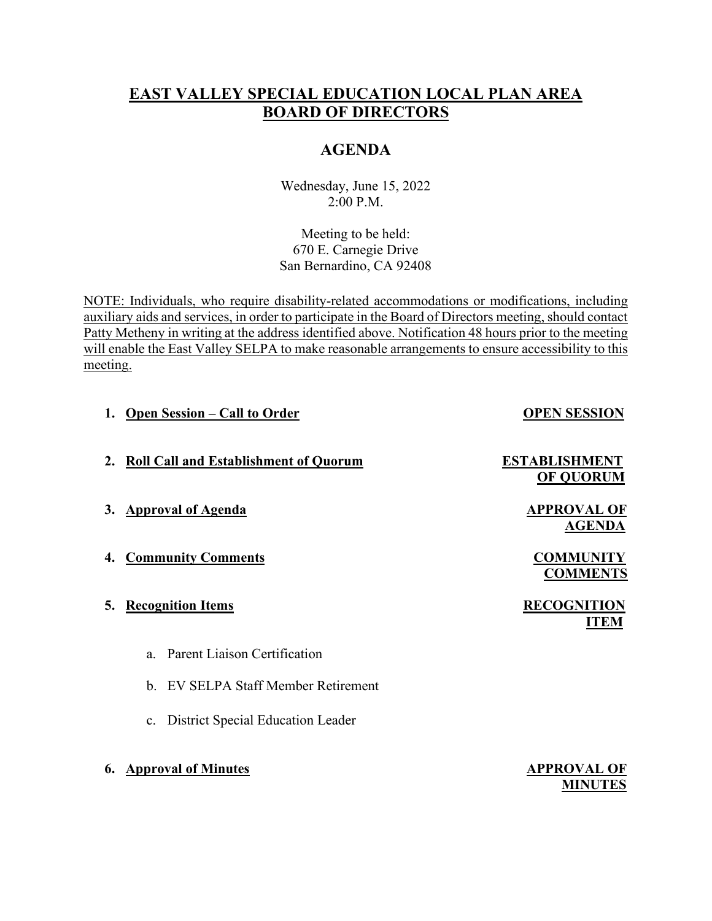# EAST VALLEY SPECIAL EDUCATION LOCAL PLAN AREA BOARD OF DIRECTORS

## AGENDA

Wednesday, June 15, 2022
2:00 P.M.

Meeting to be held:
670 E. Carnegie Drive
San Bernardino, CA 92408

NOTE: Individuals, who require disability-related accommodations or modifications, including auxiliary aids and services, in order to participate in the Board of Directors meeting, should contact Patty Metheny in writing at the address identified above. Notification 48 hours prior to the meeting will enable the East Valley SELPA to make reasonable arrangements to ensure accessibility to this meeting.

1. **Open Session – Call to Order** — **OPEN SESSION**

2. **Roll Call and Establishment of Quorum** — **ESTABLISHMENT OF QUORUM**

3. **Approval of Agenda** — **APPROVAL OF AGENDA**

4. **Community Comments** — **COMMUNITY COMMENTS**

5. **Recognition Items** — **RECOGNITION ITEM**

   a. Parent Liaison Certification

   b. EV SELPA Staff Member Retirement

   c. District Special Education Leader

6. **Approval of Minutes** — **APPROVAL OF MINUTES**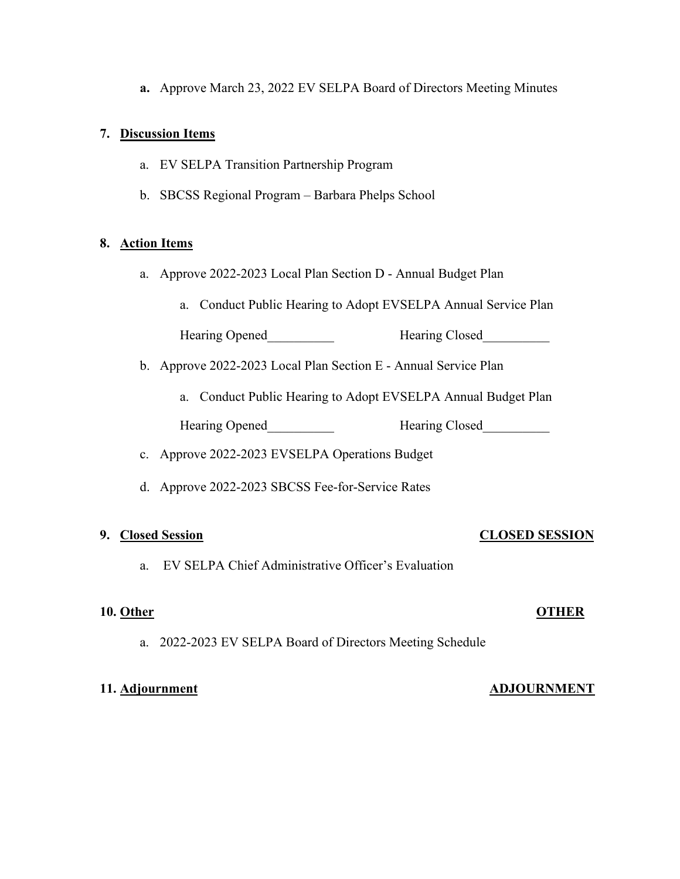**a.** Approve March 23, 2022 EV SELPA Board of Directors Meeting Minutes

**7. <u>Discussion Items</u>**

a. EV SELPA Transition Partnership Program

b. SBCSS Regional Program – Barbara Phelps School

**8. <u>Action Items</u>**

a. Approve 2022-2023 Local Plan Section D - Annual Budget Plan

  a. Conduct Public Hearing to Adopt EVSELPA Annual Service Plan

  Hearing Opened__________ Hearing Closed__________

b. Approve 2022-2023 Local Plan Section E - Annual Service Plan

  a. Conduct Public Hearing to Adopt EVSELPA Annual Budget Plan

  Hearing Opened__________ Hearing Closed__________

c. Approve 2022-2023 EVSELPA Operations Budget

d. Approve 2022-2023 SBCSS Fee-for-Service Rates

**9. <u>Closed Session</u>** **<u>CLOSED SESSION</u>**

a. EV SELPA Chief Administrative Officer's Evaluation

**10. <u>Other</u>** **<u>OTHER</u>**

a. 2022-2023 EV SELPA Board of Directors Meeting Schedule

**11. <u>Adjournment</u>** **<u>ADJOURNMENT</u>**